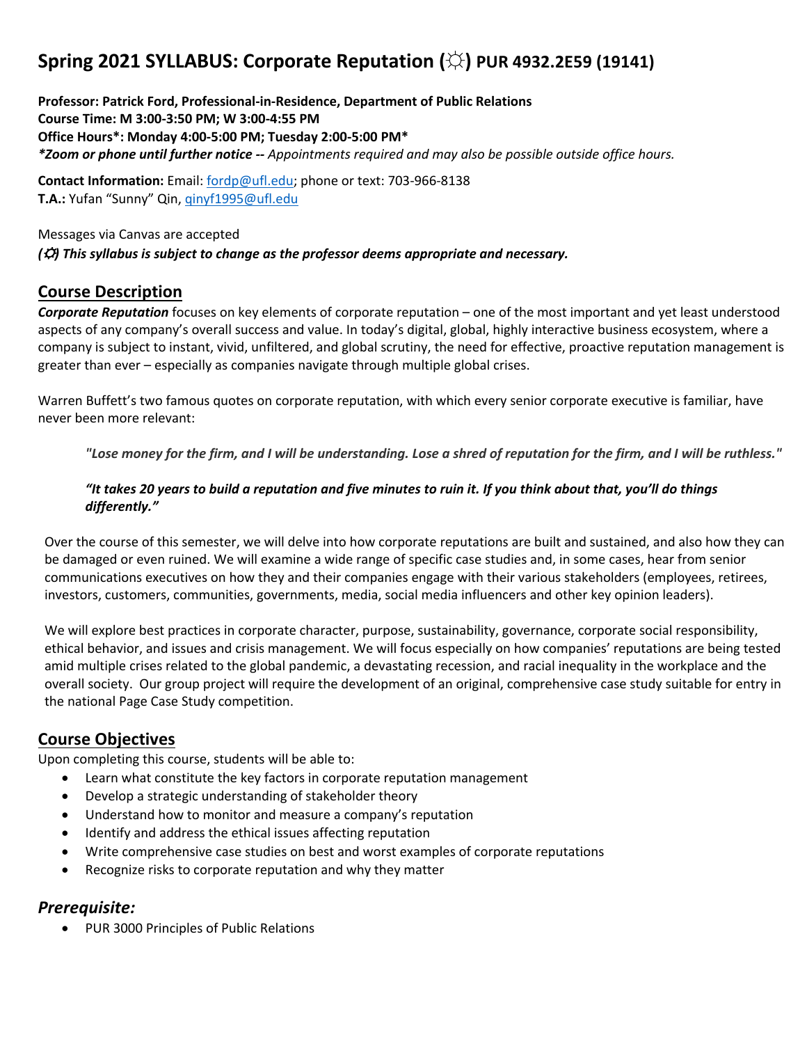# Spring 2021 SYLLABUS: Corporate Reputation (☼) PUR 4932.2E59 (19141)

**Professor: Patrick Ford, Professional-in-Residence, Department of Public Relations**
**Course Time: M 3:00-3:50 PM; W 3:00-4:55 PM**
**Office Hours*: Monday 4:00-5:00 PM; Tuesday 2:00-5:00 PM***
***Zoom or phone until further notice --** *Appointments required and may also be possible outside office hours.*

**Contact Information:** Email: fordp@ufl.edu; phone or text: 703-966-8138
**T.A.:** Yufan "Sunny" Qin, qinyf1995@ufl.edu

Messages via Canvas are accepted
***(☼) This syllabus is subject to change as the professor deems appropriate and necessary.***

## Course Description

***Corporate Reputation*** focuses on key elements of corporate reputation – one of the most important and yet least understood aspects of any company's overall success and value. In today's digital, global, highly interactive business ecosystem, where a company is subject to instant, vivid, unfiltered, and global scrutiny, the need for effective, proactive reputation management is greater than ever – especially as companies navigate through multiple global crises.

Warren Buffett's two famous quotes on corporate reputation, with which every senior corporate executive is familiar, have never been more relevant:

> ***"Lose money for the firm, and I will be understanding. Lose a shred of reputation for the firm, and I will be ruthless."***
>
> ***"It takes 20 years to build a reputation and five minutes to ruin it. If you think about that, you'll do things differently."***

Over the course of this semester, we will delve into how corporate reputations are built and sustained, and also how they can be damaged or even ruined. We will examine a wide range of specific case studies and, in some cases, hear from senior communications executives on how they and their companies engage with their various stakeholders (employees, retirees, investors, customers, communities, governments, media, social media influencers and other key opinion leaders).

We will explore best practices in corporate character, purpose, sustainability, governance, corporate social responsibility, ethical behavior, and issues and crisis management. We will focus especially on how companies' reputations are being tested amid multiple crises related to the global pandemic, a devastating recession, and racial inequality in the workplace and the overall society. Our group project will require the development of an original, comprehensive case study suitable for entry in the national Page Case Study competition.

## Course Objectives

Upon completing this course, students will be able to:

- Learn what constitute the key factors in corporate reputation management
- Develop a strategic understanding of stakeholder theory
- Understand how to monitor and measure a company's reputation
- Identify and address the ethical issues affecting reputation
- Write comprehensive case studies on best and worst examples of corporate reputations
- Recognize risks to corporate reputation and why they matter

## *Prerequisite:*

- PUR 3000 Principles of Public Relations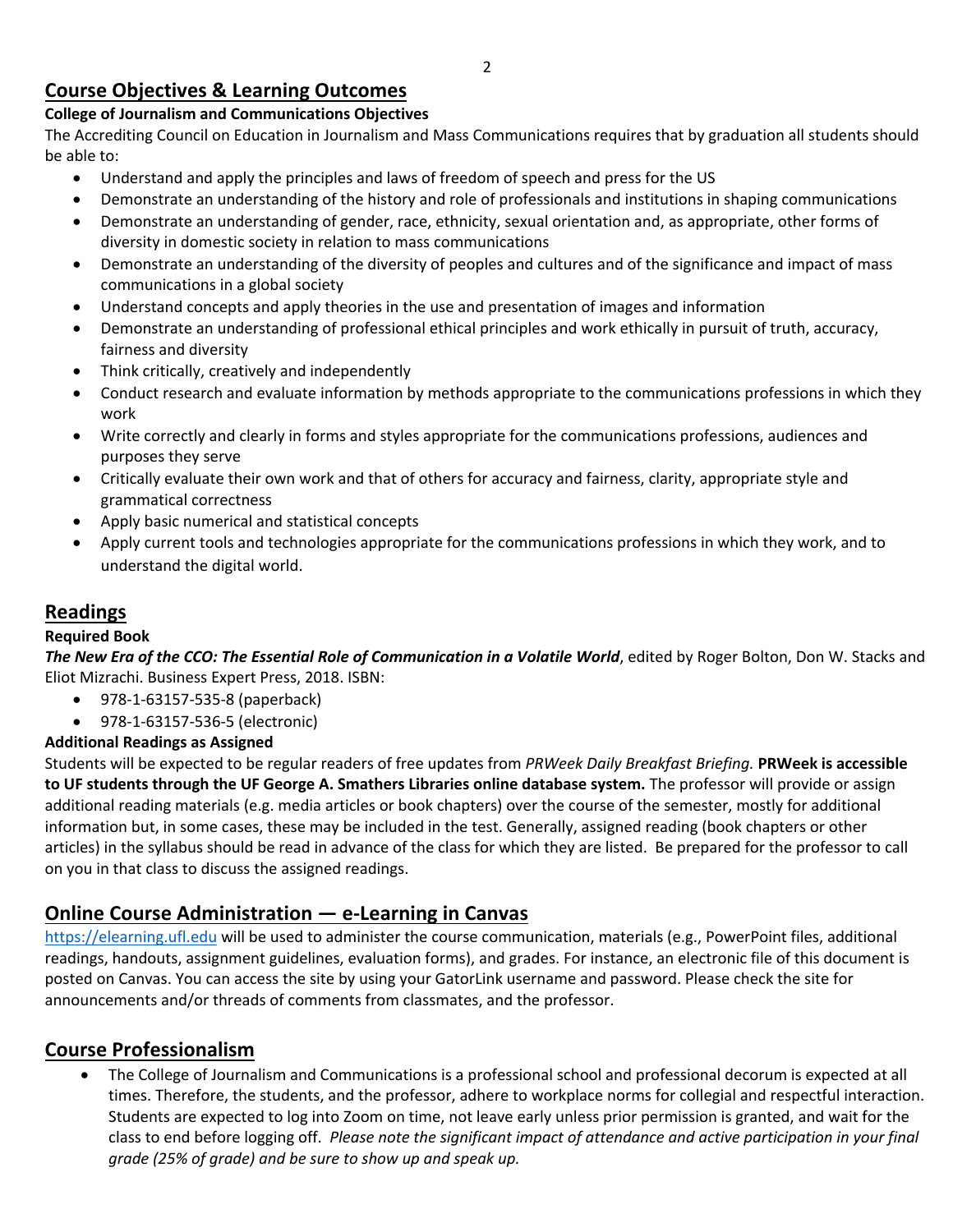## Course Objectives & Learning Outcomes

**College of Journalism and Communications Objectives**

The Accrediting Council on Education in Journalism and Mass Communications requires that by graduation all students should be able to:

- Understand and apply the principles and laws of freedom of speech and press for the US
- Demonstrate an understanding of the history and role of professionals and institutions in shaping communications
- Demonstrate an understanding of gender, race, ethnicity, sexual orientation and, as appropriate, other forms of diversity in domestic society in relation to mass communications
- Demonstrate an understanding of the diversity of peoples and cultures and of the significance and impact of mass communications in a global society
- Understand concepts and apply theories in the use and presentation of images and information
- Demonstrate an understanding of professional ethical principles and work ethically in pursuit of truth, accuracy, fairness and diversity
- Think critically, creatively and independently
- Conduct research and evaluate information by methods appropriate to the communications professions in which they work
- Write correctly and clearly in forms and styles appropriate for the communications professions, audiences and purposes they serve
- Critically evaluate their own work and that of others for accuracy and fairness, clarity, appropriate style and grammatical correctness
- Apply basic numerical and statistical concepts
- Apply current tools and technologies appropriate for the communications professions in which they work, and to understand the digital world.

## Readings

**Required Book**

***The New Era of the CCO: The Essential Role of Communication in a Volatile World***, edited by Roger Bolton, Don W. Stacks and Eliot Mizrachi. Business Expert Press, 2018. ISBN:

- 978-1-63157-535-8 (paperback)
- 978-1-63157-536-5 (electronic)

**Additional Readings as Assigned**

Students will be expected to be regular readers of free updates from *PRWeek Daily Breakfast Briefing.* **PRWeek is accessible to UF students through the UF George A. Smathers Libraries online database system.** The professor will provide or assign additional reading materials (e.g. media articles or book chapters) over the course of the semester, mostly for additional information but, in some cases, these may be included in the test. Generally, assigned reading (book chapters or other articles) in the syllabus should be read in advance of the class for which they are listed. Be prepared for the professor to call on you in that class to discuss the assigned readings.

## Online Course Administration — e-Learning in Canvas

https://elearning.ufl.edu will be used to administer the course communication, materials (e.g., PowerPoint files, additional readings, handouts, assignment guidelines, evaluation forms), and grades. For instance, an electronic file of this document is posted on Canvas. You can access the site by using your GatorLink username and password. Please check the site for announcements and/or threads of comments from classmates, and the professor.

## Course Professionalism

- The College of Journalism and Communications is a professional school and professional decorum is expected at all times. Therefore, the students, and the professor, adhere to workplace norms for collegial and respectful interaction. Students are expected to log into Zoom on time, not leave early unless prior permission is granted, and wait for the class to end before logging off. *Please note the significant impact of attendance and active participation in your final grade (25% of grade) and be sure to show up and speak up.*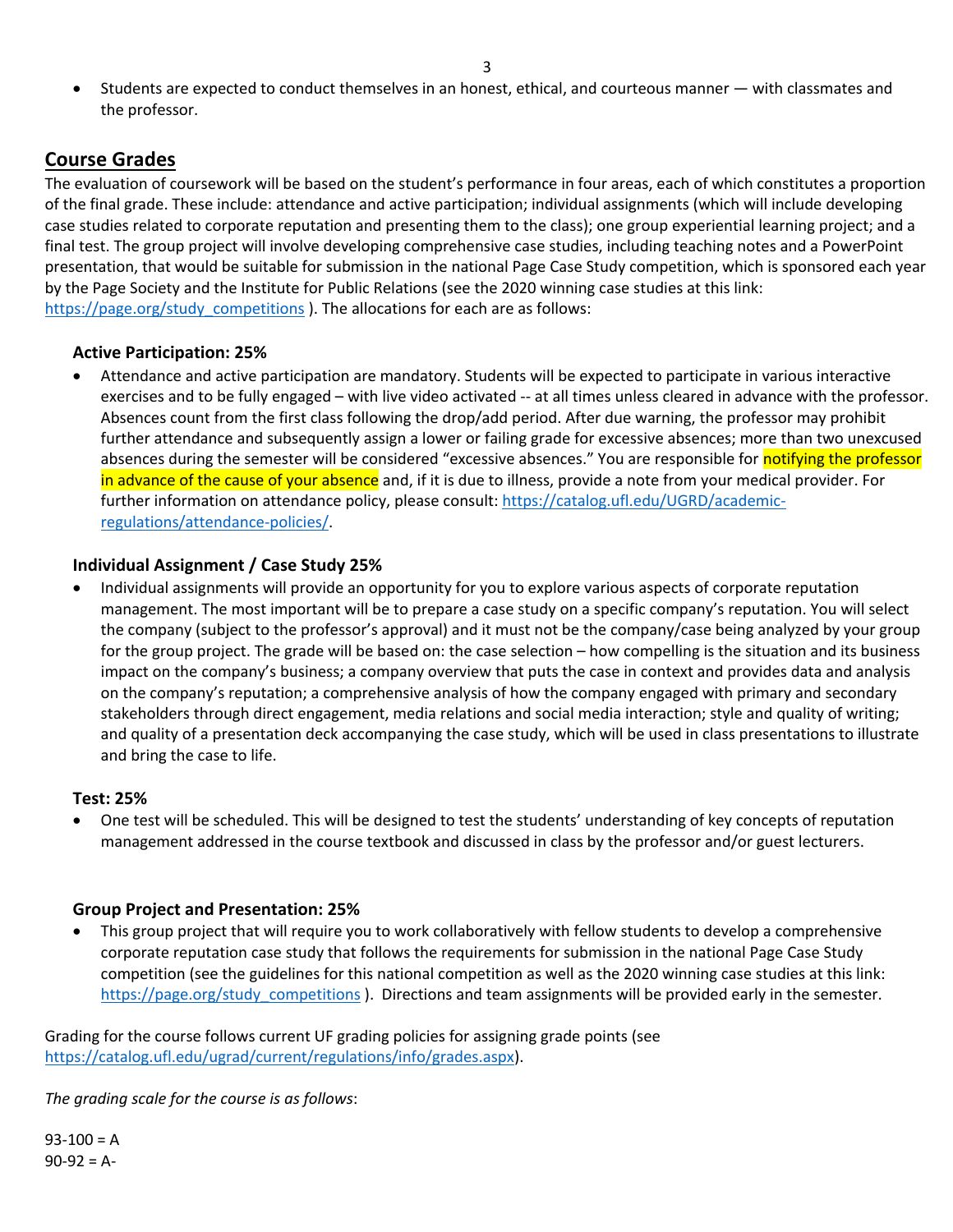- Students are expected to conduct themselves in an honest, ethical, and courteous manner — with classmates and the professor.

## Course Grades

The evaluation of coursework will be based on the student's performance in four areas, each of which constitutes a proportion of the final grade. These include: attendance and active participation; individual assignments (which will include developing case studies related to corporate reputation and presenting them to the class); one group experiential learning project; and a final test. The group project will involve developing comprehensive case studies, including teaching notes and a PowerPoint presentation, that would be suitable for submission in the national Page Case Study competition, which is sponsored each year by the Page Society and the Institute for Public Relations (see the 2020 winning case studies at this link: https://page.org/study_competitions ). The allocations for each are as follows:

### Active Participation: 25%

- Attendance and active participation are mandatory. Students will be expected to participate in various interactive exercises and to be fully engaged – with live video activated -- at all times unless cleared in advance with the professor. Absences count from the first class following the drop/add period. After due warning, the professor may prohibit further attendance and subsequently assign a lower or failing grade for excessive absences; more than two unexcused absences during the semester will be considered "excessive absences." You are responsible for notifying the professor in advance of the cause of your absence and, if it is due to illness, provide a note from your medical provider. For further information on attendance policy, please consult: https://catalog.ufl.edu/UGRD/academic-regulations/attendance-policies/.

### Individual Assignment / Case Study 25%

- Individual assignments will provide an opportunity for you to explore various aspects of corporate reputation management. The most important will be to prepare a case study on a specific company's reputation. You will select the company (subject to the professor's approval) and it must not be the company/case being analyzed by your group for the group project. The grade will be based on: the case selection – how compelling is the situation and its business impact on the company's business; a company overview that puts the case in context and provides data and analysis on the company's reputation; a comprehensive analysis of how the company engaged with primary and secondary stakeholders through direct engagement, media relations and social media interaction; style and quality of writing; and quality of a presentation deck accompanying the case study, which will be used in class presentations to illustrate and bring the case to life.

### Test: 25%

- One test will be scheduled. This will be designed to test the students' understanding of key concepts of reputation management addressed in the course textbook and discussed in class by the professor and/or guest lecturers.

### Group Project and Presentation: 25%

- This group project that will require you to work collaboratively with fellow students to develop a comprehensive corporate reputation case study that follows the requirements for submission in the national Page Case Study competition (see the guidelines for this national competition as well as the 2020 winning case studies at this link: https://page.org/study_competitions ). Directions and team assignments will be provided early in the semester.

Grading for the course follows current UF grading policies for assigning grade points (see https://catalog.ufl.edu/ugrad/current/regulations/info/grades.aspx).

*The grading scale for the course is as follows*:

93-100 = A
90-92 = A-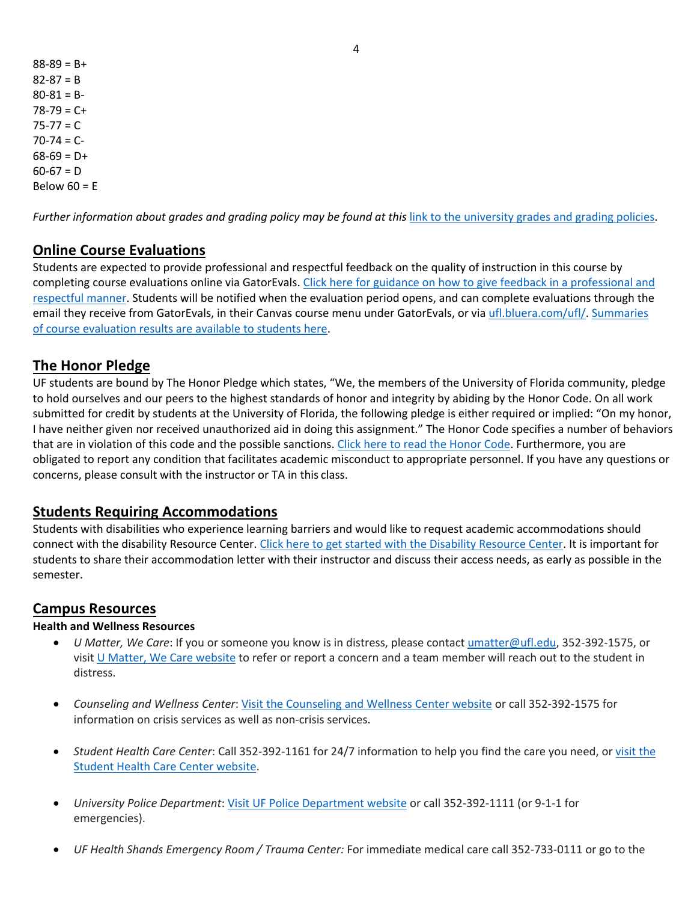88-89 = B+
82-87 = B
80-81 = B-
78-79 = C+
75-77 = C
70-74 = C-
68-69 = D+
60-67 = D
Below 60 = E

*Further information about grades and grading policy may be found at this* link to the university grades and grading policies.

## Online Course Evaluations

Students are expected to provide professional and respectful feedback on the quality of instruction in this course by completing course evaluations online via GatorEvals. Click here for guidance on how to give feedback in a professional and respectful manner. Students will be notified when the evaluation period opens, and can complete evaluations through the email they receive from GatorEvals, in their Canvas course menu under GatorEvals, or via ufl.bluera.com/ufl/. Summaries of course evaluation results are available to students here.

## The Honor Pledge

UF students are bound by The Honor Pledge which states, "We, the members of the University of Florida community, pledge to hold ourselves and our peers to the highest standards of honor and integrity by abiding by the Honor Code. On all work submitted for credit by students at the University of Florida, the following pledge is either required or implied: "On my honor, I have neither given nor received unauthorized aid in doing this assignment." The Honor Code specifies a number of behaviors that are in violation of this code and the possible sanctions. Click here to read the Honor Code. Furthermore, you are obligated to report any condition that facilitates academic misconduct to appropriate personnel. If you have any questions or concerns, please consult with the instructor or TA in this class.

## Students Requiring Accommodations

Students with disabilities who experience learning barriers and would like to request academic accommodations should connect with the disability Resource Center. Click here to get started with the Disability Resource Center. It is important for students to share their accommodation letter with their instructor and discuss their access needs, as early as possible in the semester.

## Campus Resources

**Health and Wellness Resources**

- *U Matter, We Care*: If you or someone you know is in distress, please contact umatter@ufl.edu, 352-392-1575, or visit U Matter, We Care website to refer or report a concern and a team member will reach out to the student in distress.

- *Counseling and Wellness Center*: Visit the Counseling and Wellness Center website or call 352-392-1575 for information on crisis services as well as non-crisis services.

- *Student Health Care Center*: Call 352-392-1161 for 24/7 information to help you find the care you need, or visit the Student Health Care Center website.

- *University Police Department*: Visit UF Police Department website or call 352-392-1111 (or 9-1-1 for emergencies).

- *UF Health Shands Emergency Room / Trauma Center:* For immediate medical care call 352-733-0111 or go to the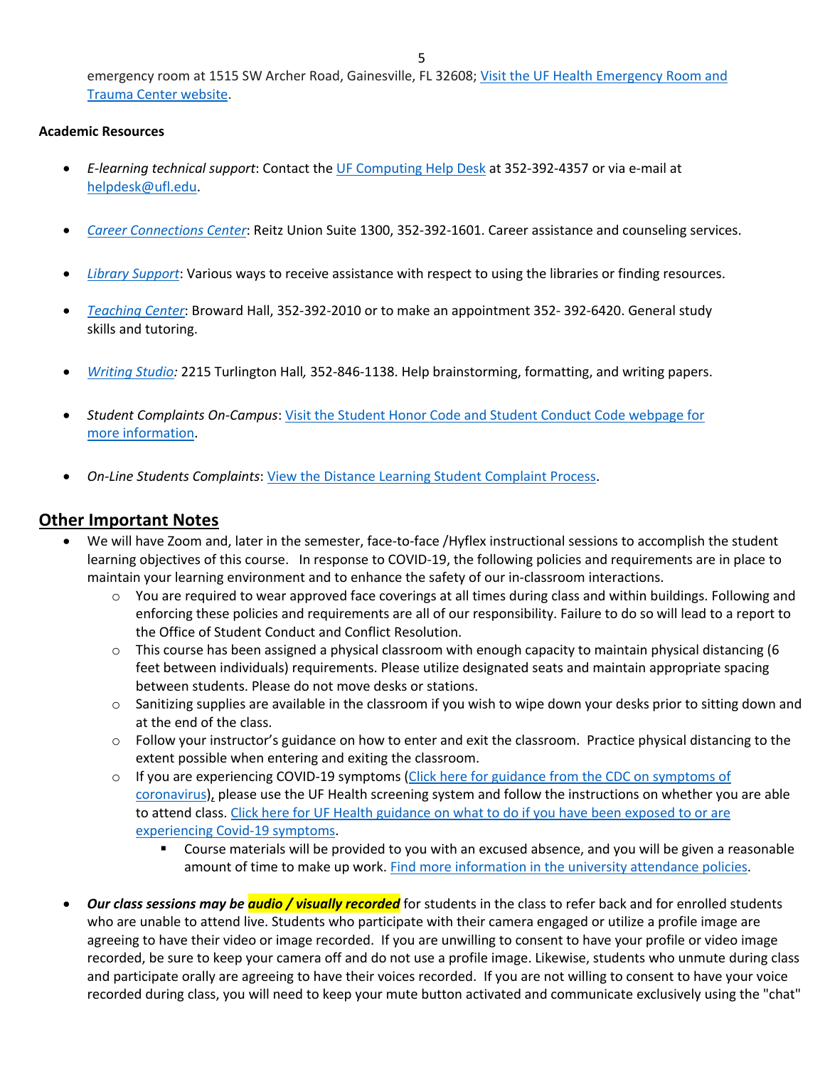emergency room at 1515 SW Archer Road, Gainesville, FL 32608; Visit the UF Health Emergency Room and Trauma Center website.

**Academic Resources**

- *E-learning technical support*: Contact the UF Computing Help Desk at 352-392-4357 or via e-mail at helpdesk@ufl.edu.

- *Career Connections Center*: Reitz Union Suite 1300, 352-392-1601. Career assistance and counseling services.

- *Library Support*: Various ways to receive assistance with respect to using the libraries or finding resources.

- *Teaching Center*: Broward Hall, 352-392-2010 or to make an appointment 352- 392-6420. General study skills and tutoring.

- *Writing Studio:* 2215 Turlington Hall*,* 352-846-1138. Help brainstorming, formatting, and writing papers.

- *Student Complaints On-Campus*: Visit the Student Honor Code and Student Conduct Code webpage for more information.

- *On-Line Students Complaints*: View the Distance Learning Student Complaint Process.

## Other Important Notes

- We will have Zoom and, later in the semester, face-to-face /Hyflex instructional sessions to accomplish the student learning objectives of this course. In response to COVID-19, the following policies and requirements are in place to maintain your learning environment and to enhance the safety of our in-classroom interactions.
  - You are required to wear approved face coverings at all times during class and within buildings. Following and enforcing these policies and requirements are all of our responsibility. Failure to do so will lead to a report to the Office of Student Conduct and Conflict Resolution.
  - This course has been assigned a physical classroom with enough capacity to maintain physical distancing (6 feet between individuals) requirements. Please utilize designated seats and maintain appropriate spacing between students. Please do not move desks or stations.
  - Sanitizing supplies are available in the classroom if you wish to wipe down your desks prior to sitting down and at the end of the class.
  - Follow your instructor's guidance on how to enter and exit the classroom. Practice physical distancing to the extent possible when entering and exiting the classroom.
  - If you are experiencing COVID-19 symptoms (Click here for guidance from the CDC on symptoms of coronavirus), please use the UF Health screening system and follow the instructions on whether you are able to attend class. Click here for UF Health guidance on what to do if you have been exposed to or are experiencing Covid-19 symptoms.
    - Course materials will be provided to you with an excused absence, and you will be given a reasonable amount of time to make up work. Find more information in the university attendance policies.

- ***Our class sessions may be audio / visually recorded*** for students in the class to refer back and for enrolled students who are unable to attend live. Students who participate with their camera engaged or utilize a profile image are agreeing to have their video or image recorded. If you are unwilling to consent to have your profile or video image recorded, be sure to keep your camera off and do not use a profile image. Likewise, students who unmute during class and participate orally are agreeing to have their voices recorded. If you are not willing to consent to have your voice recorded during class, you will need to keep your mute button activated and communicate exclusively using the "chat"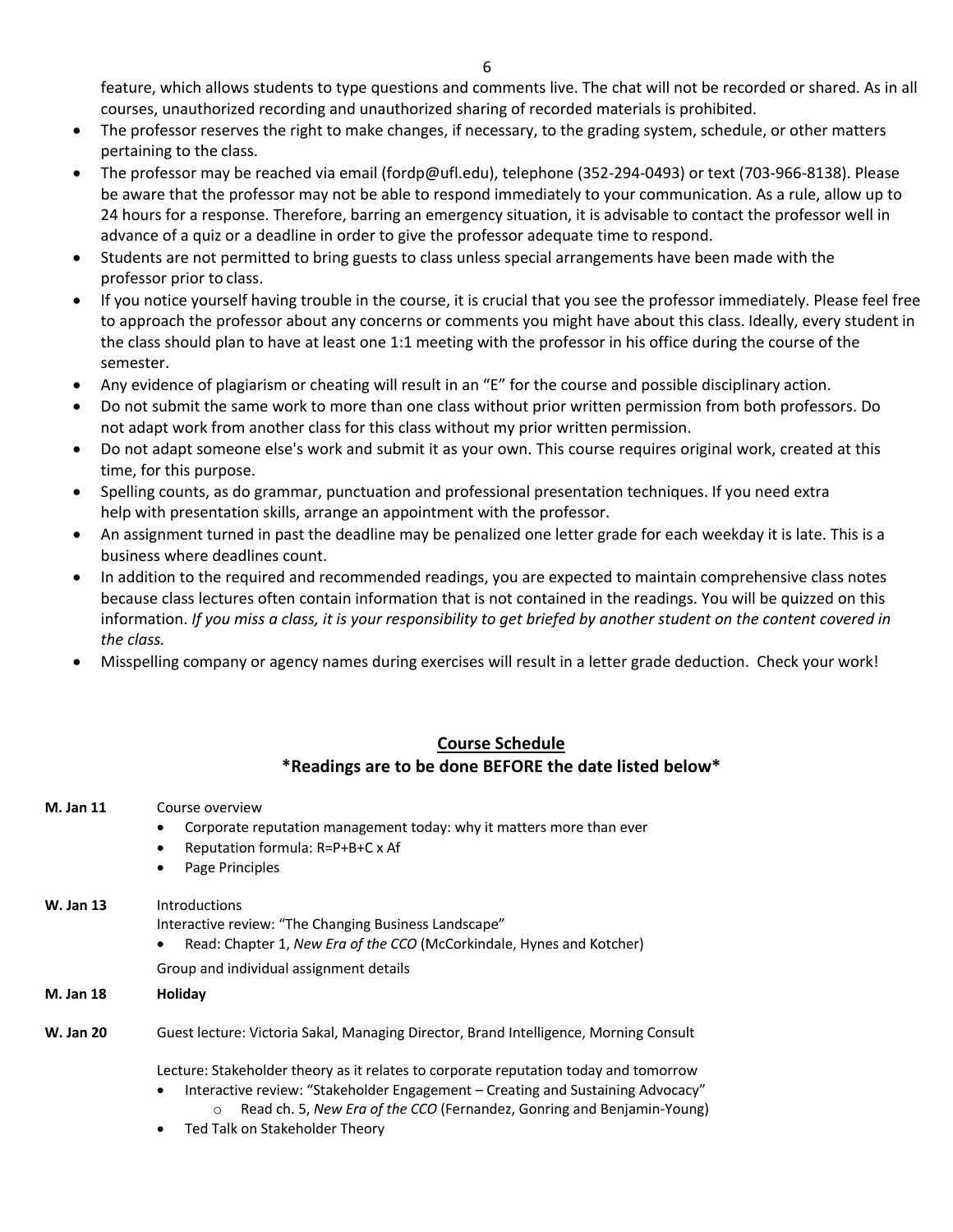feature, which allows students to type questions and comments live. The chat will not be recorded or shared. As in all courses, unauthorized recording and unauthorized sharing of recorded materials is prohibited.

- The professor reserves the right to make changes, if necessary, to the grading system, schedule, or other matters pertaining to the class.
- The professor may be reached via email (fordp@ufl.edu), telephone (352-294-0493) or text (703-966-8138). Please be aware that the professor may not be able to respond immediately to your communication. As a rule, allow up to 24 hours for a response. Therefore, barring an emergency situation, it is advisable to contact the professor well in advance of a quiz or a deadline in order to give the professor adequate time to respond.
- Students are not permitted to bring guests to class unless special arrangements have been made with the professor prior to class.
- If you notice yourself having trouble in the course, it is crucial that you see the professor immediately. Please feel free to approach the professor about any concerns or comments you might have about this class. Ideally, every student in the class should plan to have at least one 1:1 meeting with the professor in his office during the course of the semester.
- Any evidence of plagiarism or cheating will result in an "E" for the course and possible disciplinary action.
- Do not submit the same work to more than one class without prior written permission from both professors. Do not adapt work from another class for this class without my prior written permission.
- Do not adapt someone else's work and submit it as your own. This course requires original work, created at this time, for this purpose.
- Spelling counts, as do grammar, punctuation and professional presentation techniques. If you need extra help with presentation skills, arrange an appointment with the professor.
- An assignment turned in past the deadline may be penalized one letter grade for each weekday it is late. This is a business where deadlines count.
- In addition to the required and recommended readings, you are expected to maintain comprehensive class notes because class lectures often contain information that is not contained in the readings. You will be quizzed on this information. *If you miss a class, it is your responsibility to get briefed by another student on the content covered in the class.*
- Misspelling company or agency names during exercises will result in a letter grade deduction. Check your work!

## Course Schedule

**\*Readings are to be done BEFORE the date listed below\***

**M. Jan 11** Course overview

- Corporate reputation management today: why it matters more than ever
- Reputation formula: R=P+B+C x Af
- Page Principles

**W. Jan 13** Introductions

Interactive review: "The Changing Business Landscape"

- Read: Chapter 1, *New Era of the CCO* (McCorkindale, Hynes and Kotcher)

Group and individual assignment details

**M. Jan 18** **Holiday**

**W. Jan 20** Guest lecture: Victoria Sakal, Managing Director, Brand Intelligence, Morning Consult

Lecture: Stakeholder theory as it relates to corporate reputation today and tomorrow

- Interactive review: "Stakeholder Engagement – Creating and Sustaining Advocacy"
  - Read ch. 5, *New Era of the CCO* (Fernandez, Gonring and Benjamin-Young)
- Ted Talk on Stakeholder Theory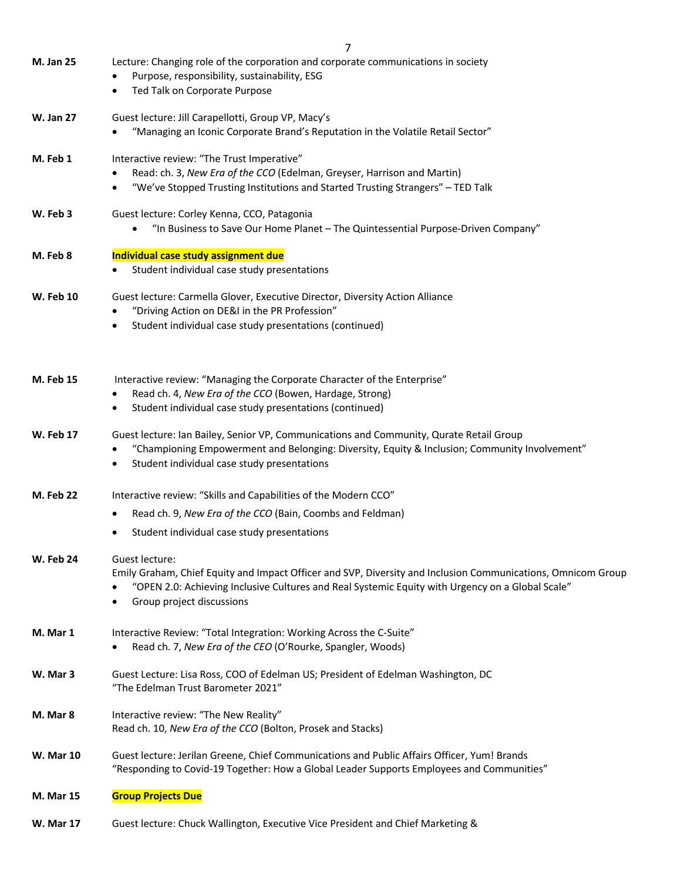**M. Jan 25** Lecture: Changing role of the corporation and corporate communications in society

- Purpose, responsibility, sustainability, ESG
- Ted Talk on Corporate Purpose

**W. Jan 27** Guest lecture: Jill Carapellotti, Group VP, Macy's

- "Managing an Iconic Corporate Brand's Reputation in the Volatile Retail Sector"

**M. Feb 1** Interactive review: "The Trust Imperative"

- Read: ch. 3, *New Era of the CCO* (Edelman, Greyser, Harrison and Martin)
- "We've Stopped Trusting Institutions and Started Trusting Strangers" – TED Talk

**W. Feb 3** Guest lecture: Corley Kenna, CCO, Patagonia

- "In Business to Save Our Home Planet – The Quintessential Purpose-Driven Company"

**M. Feb 8** **Individual case study assignment due**

- Student individual case study presentations

**W. Feb 10** Guest lecture: Carmella Glover, Executive Director, Diversity Action Alliance

- "Driving Action on DE&I in the PR Profession"
- Student individual case study presentations (continued)

**M. Feb 15** Interactive review: "Managing the Corporate Character of the Enterprise"

- Read ch. 4, *New Era of the CCO* (Bowen, Hardage, Strong)
- Student individual case study presentations (continued)

**W. Feb 17** Guest lecture: Ian Bailey, Senior VP, Communications and Community, Qurate Retail Group

- "Championing Empowerment and Belonging: Diversity, Equity & Inclusion; Community Involvement"
- Student individual case study presentations

**M. Feb 22** Interactive review: "Skills and Capabilities of the Modern CCO"

- Read ch. 9, *New Era of the CCO* (Bain, Coombs and Feldman)
- Student individual case study presentations

**W. Feb 24** Guest lecture:
Emily Graham, Chief Equity and Impact Officer and SVP, Diversity and Inclusion Communications, Omnicom Group

- "OPEN 2.0: Achieving Inclusive Cultures and Real Systemic Equity with Urgency on a Global Scale"
- Group project discussions

**M. Mar 1** Interactive Review: "Total Integration: Working Across the C-Suite"

- Read ch. 7, *New Era of the CEO* (O'Rourke, Spangler, Woods)

**W. Mar 3** Guest Lecture: Lisa Ross, COO of Edelman US; President of Edelman Washington, DC
"The Edelman Trust Barometer 2021"

**M. Mar 8** Interactive review: "The New Reality"
Read ch. 10, *New Era of the CCO* (Bolton, Prosek and Stacks)

**W. Mar 10** Guest lecture: Jerilan Greene, Chief Communications and Public Affairs Officer, Yum! Brands
"Responding to Covid-19 Together: How a Global Leader Supports Employees and Communities"

**M. Mar 15** **Group Projects Due**

**W. Mar 17** Guest lecture: Chuck Wallington, Executive Vice President and Chief Marketing &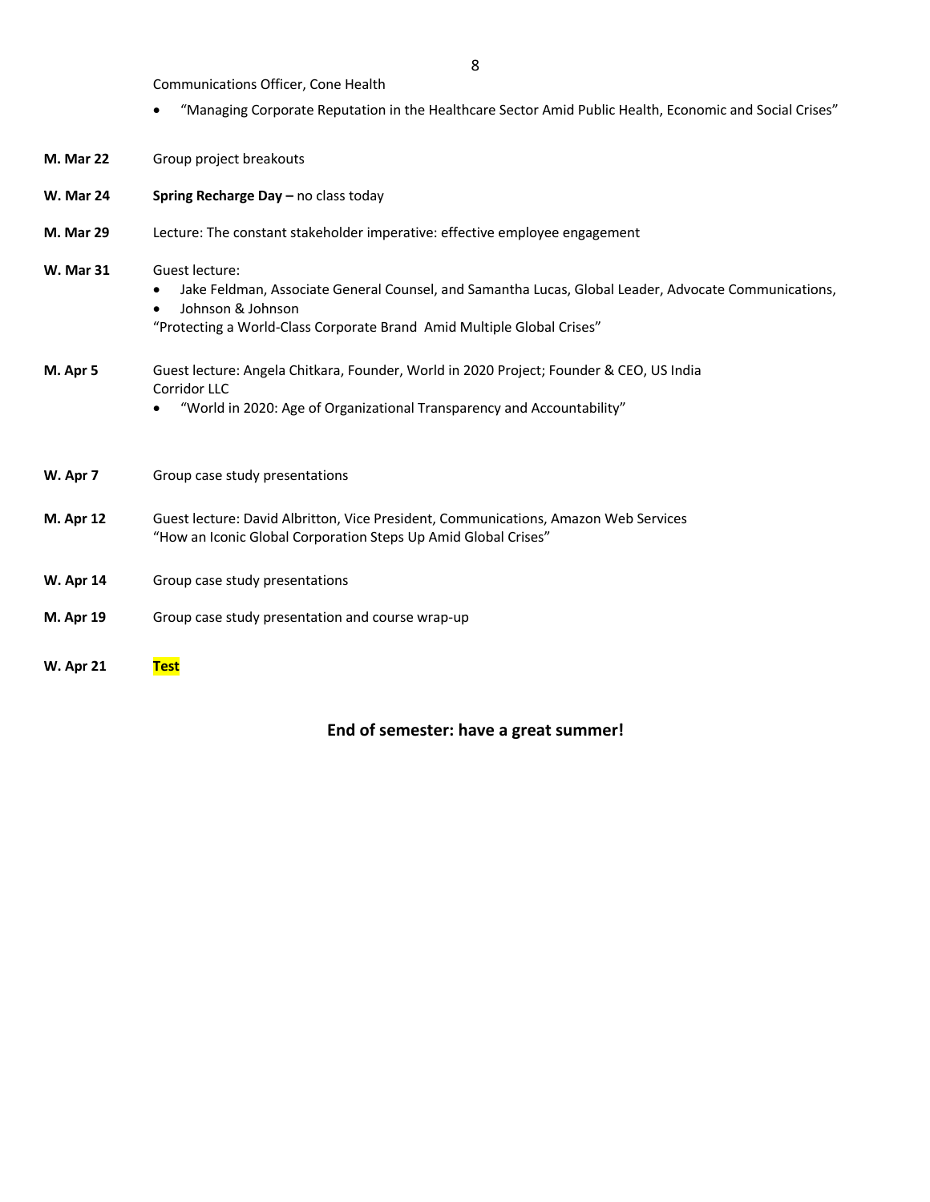Communications Officer, Cone Health

- "Managing Corporate Reputation in the Healthcare Sector Amid Public Health, Economic and Social Crises"

**M. Mar 22** Group project breakouts

**W. Mar 24** **Spring Recharge Day –** no class today

**M. Mar 29** Lecture: The constant stakeholder imperative: effective employee engagement

**W. Mar 31** Guest lecture:

- Jake Feldman, Associate General Counsel, and Samantha Lucas, Global Leader, Advocate Communications,
- Johnson & Johnson

"Protecting a World-Class Corporate Brand Amid Multiple Global Crises"

**M. Apr 5** Guest lecture: Angela Chitkara, Founder, World in 2020 Project; Founder & CEO, US India Corridor LLC

- "World in 2020: Age of Organizational Transparency and Accountability"

**W. Apr 7** Group case study presentations

**M. Apr 12** Guest lecture: David Albritton, Vice President, Communications, Amazon Web Services
"How an Iconic Global Corporation Steps Up Amid Global Crises"

**W. Apr 14** Group case study presentations

**M. Apr 19** Group case study presentation and course wrap-up

**W. Apr 21** **Test**

**End of semester: have a great summer!**